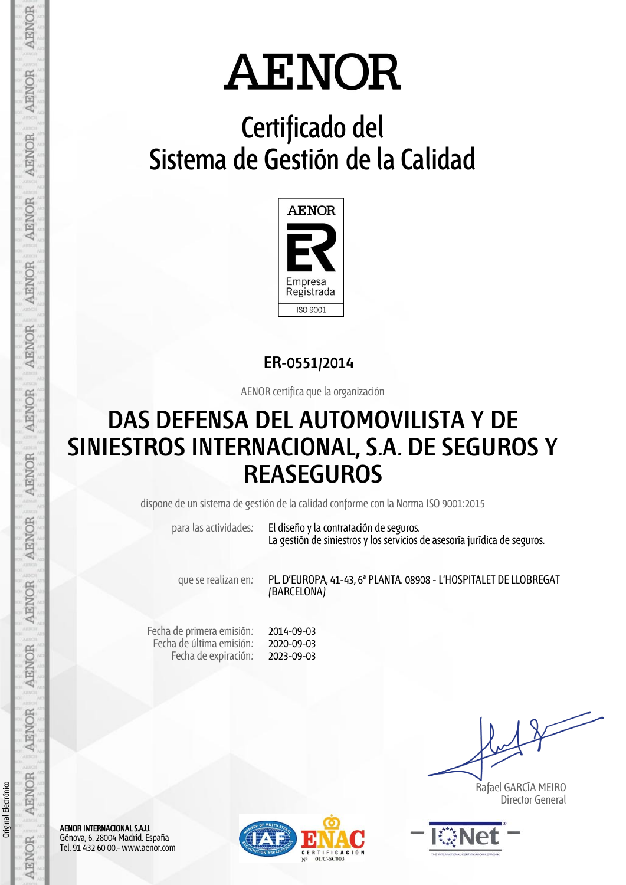# AENOR

## Certificado del Sistema de Gestión de la Calidad

AENOR

Empresa Registrada

ISO 9001

**ER-0551/2014**

AENOR certifica que la organización

## DAS DEFENSA DEL AUTOMOVILISTA Y DE SINIESTROS INTERNACIONAL, S.A. DE SEGUROS Y REASEGUROS

dispone de un sistema de gestión de la calidad conforme con la Norma ISO 9001:2015

para las actividades: El diseño y la contratación de seguros.
La gestión de siniestros y los servicios de asesoría jurídica de seguros.

que se realizan en: PL. D'EUROPA, 41-43, 6ª PLANTA. 08908 - L'HOSPITALET DE LLOBREGAT (BARCELONA)

Fecha de primera emisión: 2014-09-03
Fecha de última emisión: 2020-09-03
Fecha de expiración: 2023-09-03

Rafael GARCÍA MEIRO
Director General

**AENOR INTERNACIONAL S.A.U.**
Génova, 6. 28004 Madrid. España
Tel. 91 432 60 00.- www.aenor.com

ENAC CERTIFICACIÓN Nº 01/C-SC003

Original Electrónico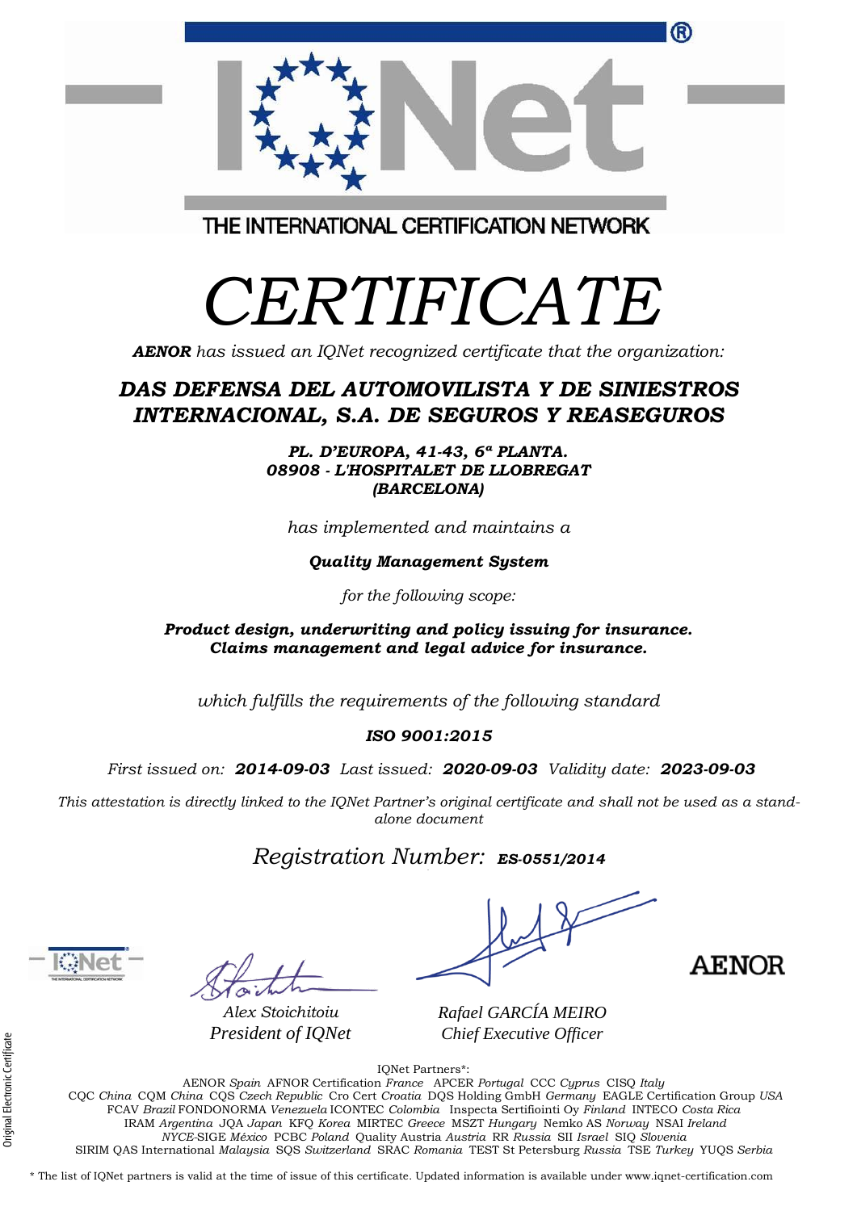THE INTERNATIONAL CERTIFICATION NETWORK

# CERTIFICATE

***AENOR*** *has issued an IQNet recognized certificate that the organization:*

## *DAS DEFENSA DEL AUTOMOVILISTA Y DE SINIESTROS INTERNACIONAL, S.A. DE SEGUROS Y REASEGUROS*

***PL. D'EUROPA, 41-43, 6ª PLANTA.***
***08908 - L'HOSPITALET DE LLOBREGAT***
***(BARCELONA)***

*has implemented and maintains a*

***Quality Management System***

*for the following scope:*

***Product design, underwriting and policy issuing for insurance.***
***Claims management and legal advice for insurance.***

*which fulfills the requirements of the following standard*

***ISO 9001:2015***

*First issued on:* ***2014-09-03*** *Last issued:* ***2020-09-03*** *Validity date:* ***2023-09-03***

*This attestation is directly linked to the IQNet Partner's original certificate and shall not be used as a stand-alone document*

*Registration Number:* ***ES-0551/2014***

*Alex Stoichitoiu*
*President of IQNet*

*Rafael GARCÍA MEIRO*
*Chief Executive Officer*

AENOR

Original Electronic Certificate

IQNet Partners*:

AENOR *Spain* AFNOR Certification *France* APCER *Portugal* CCC *Cyprus* CISQ *Italy*
CQC *China* CQM *China* CQS *Czech Republic* Cro Cert *Croatia* DQS Holding GmbH *Germany* EAGLE Certification Group *USA*
FCAV *Brazil* FONDONORMA *Venezuela* ICONTEC *Colombia* Inspecta Sertifiointi Oy *Finland* INTECO *Costa Rica*
IRAM *Argentina* JQA *Japan* KFQ *Korea* MIRTEC *Greece* MSZT *Hungary* Nemko AS *Norway* NSAI *Ireland*
*NYCE*-SIGE *México* PCBC *Poland* Quality Austria *Austria* RR *Russia* SII *Israel* SIQ *Slovenia*
SIRIM QAS International *Malaysia* SQS *Switzerland* SRAC *Romania* TEST St Petersburg *Russia* TSE *Turkey* YUQS *Serbia*

* The list of IQNet partners is valid at the time of issue of this certificate. Updated information is available under www.iqnet-certification.com